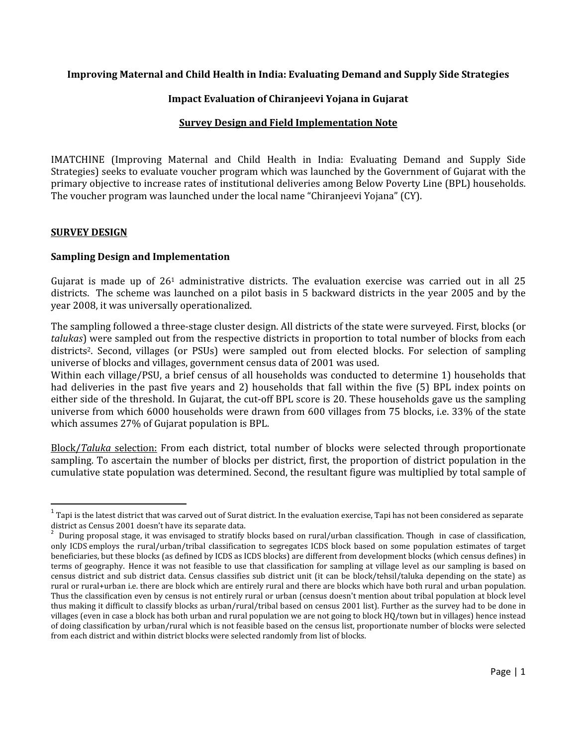**Improving Maternal and Child Health in India: Evaluating Demand and Supply Side Strategies**

**Impact Evaluation of Chiranjeevi Yojana in Gujarat**

**Survey Design and Field Implementation Note**

IMATCHINE (Improving Maternal and Child Health in India: Evaluating Demand and Supply Side Strategies) seeks to evaluate voucher program which was launched by the Government of Gujarat with the primary objective to increase rates of institutional deliveries among Below Poverty Line (BPL) households. The voucher program was launched under the local name "Chiranjeevi Yojana" (CY).

## SURVEY DESIGN

### Sampling Design and Implementation

Gujarat is made up of 26[1] administrative districts. The evaluation exercise was carried out in all 25 districts. The scheme was launched on a pilot basis in 5 backward districts in the year 2005 and by the year 2008, it was universally operationalized.

The sampling followed a three-stage cluster design. All districts of the state were surveyed. First, blocks (or *talukas*) were sampled out from the respective districts in proportion to total number of blocks from each districts[2]. Second, villages (or PSUs) were sampled out from elected blocks. For selection of sampling universe of blocks and villages, government census data of 2001 was used.
Within each village/PSU, a brief census of all households was conducted to determine 1) households that had deliveries in the past five years and 2) households that fall within the five (5) BPL index points on either side of the threshold. In Gujarat, the cut-off BPL score is 20. These households gave us the sampling universe from which 6000 households were drawn from 600 villages from 75 blocks, i.e. 33% of the state which assumes 27% of Gujarat population is BPL.

Block/*Taluka* selection: From each district, total number of blocks were selected through proportionate sampling. To ascertain the number of blocks per district, first, the proportion of district population in the cumulative state population was determined. Second, the resultant figure was multiplied by total sample of

[1] Tapi is the latest district that was carved out of Surat district. In the evaluation exercise, Tapi has not been considered as separate district as Census 2001 doesn't have its separate data.

[2] During proposal stage, it was envisaged to stratify blocks based on rural/urban classification. Though in case of classification, only ICDS employs the rural/urban/tribal classification to segregates ICDS block based on some population estimates of target beneficiaries, but these blocks (as defined by ICDS as ICDS blocks) are different from development blocks (which census defines) in terms of geography. Hence it was not feasible to use that classification for sampling at village level as our sampling is based on census district and sub district data. Census classifies sub district unit (it can be block/tehsil/taluka depending on the state) as rural or rural+urban i.e. there are block which are entirely rural and there are blocks which have both rural and urban population. Thus the classification even by census is not entirely rural or urban (census doesn't mention about tribal population at block level thus making it difficult to classify blocks as urban/rural/tribal based on census 2001 list). Further as the survey had to be done in villages (even in case a block has both urban and rural population we are not going to block HQ/town but in villages) hence instead of doing classification by urban/rural which is not feasible based on the census list, proportionate number of blocks were selected from each district and within district blocks were selected randomly from list of blocks.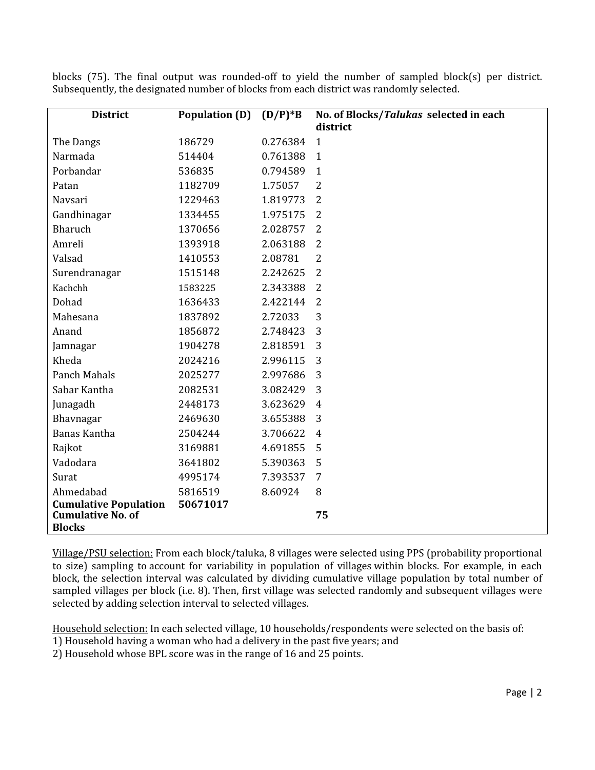blocks (75). The final output was rounded-off to yield the number of sampled block(s) per district. Subsequently, the designated number of blocks from each district was randomly selected.

| District | Population (D) | (D/P)*B | No. of Blocks/*Talukas* selected in each district |
|---|---|---|---|
| The Dangs | 186729 | 0.276384 | 1 |
| Narmada | 514404 | 0.761388 | 1 |
| Porbandar | 536835 | 0.794589 | 1 |
| Patan | 1182709 | 1.75057 | 2 |
| Navsari | 1229463 | 1.819773 | 2 |
| Gandhinagar | 1334455 | 1.975175 | 2 |
| Bharuch | 1370656 | 2.028757 | 2 |
| Amreli | 1393918 | 2.063188 | 2 |
| Valsad | 1410553 | 2.08781 | 2 |
| Surendranagar | 1515148 | 2.242625 | 2 |
| Kachchh | 1583225 | 2.343388 | 2 |
| Dohad | 1636433 | 2.422144 | 2 |
| Mahesana | 1837892 | 2.72033 | 3 |
| Anand | 1856872 | 2.748423 | 3 |
| Jamnagar | 1904278 | 2.818591 | 3 |
| Kheda | 2024216 | 2.996115 | 3 |
| Panch Mahals | 2025277 | 2.997686 | 3 |
| Sabar Kantha | 2082531 | 3.082429 | 3 |
| Junagadh | 2448173 | 3.623629 | 4 |
| Bhavnagar | 2469630 | 3.655388 | 3 |
| Banas Kantha | 2504244 | 3.706622 | 4 |
| Rajkot | 3169881 | 4.691855 | 5 |
| Vadodara | 3641802 | 5.390363 | 5 |
| Surat | 4995174 | 7.393537 | 7 |
| Ahmedabad | 5816519 | 8.60924 | 8 |
| **Cumulative Population** | **50671017** | | |
| **Cumulative No. of Blocks** | | | **75** |

Village/PSU selection: From each block/taluka, 8 villages were selected using PPS (probability proportional to size) sampling to account for variability in population of villages within blocks. For example, in each block, the selection interval was calculated by dividing cumulative village population by total number of sampled villages per block (i.e. 8). Then, first village was selected randomly and subsequent villages were selected by adding selection interval to selected villages.

Household selection: In each selected village, 10 households/respondents were selected on the basis of:
1) Household having a woman who had a delivery in the past five years; and
2) Household whose BPL score was in the range of 16 and 25 points.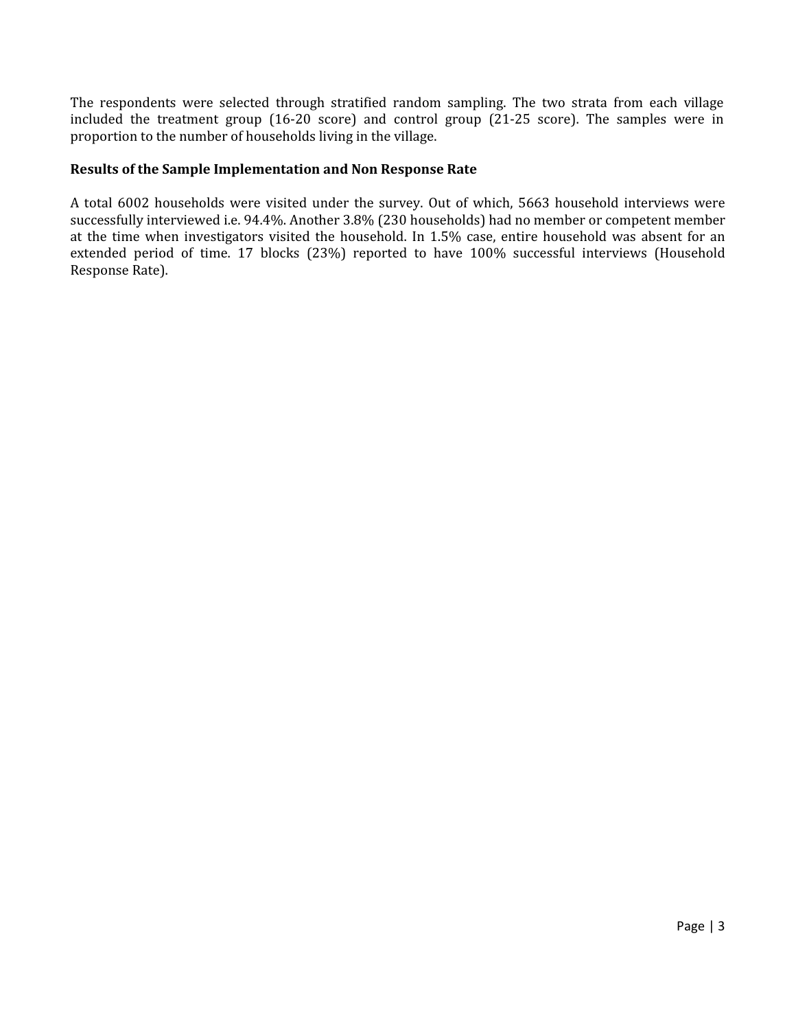The respondents were selected through stratified random sampling. The two strata from each village included the treatment group (16-20 score) and control group (21-25 score). The samples were in proportion to the number of households living in the village.

**Results of the Sample Implementation and Non Response Rate**

A total 6002 households were visited under the survey. Out of which, 5663 household interviews were successfully interviewed i.e. 94.4%. Another 3.8% (230 households) had no member or competent member at the time when investigators visited the household. In 1.5% case, entire household was absent for an extended period of time. 17 blocks (23%) reported to have 100% successful interviews (Household Response Rate).